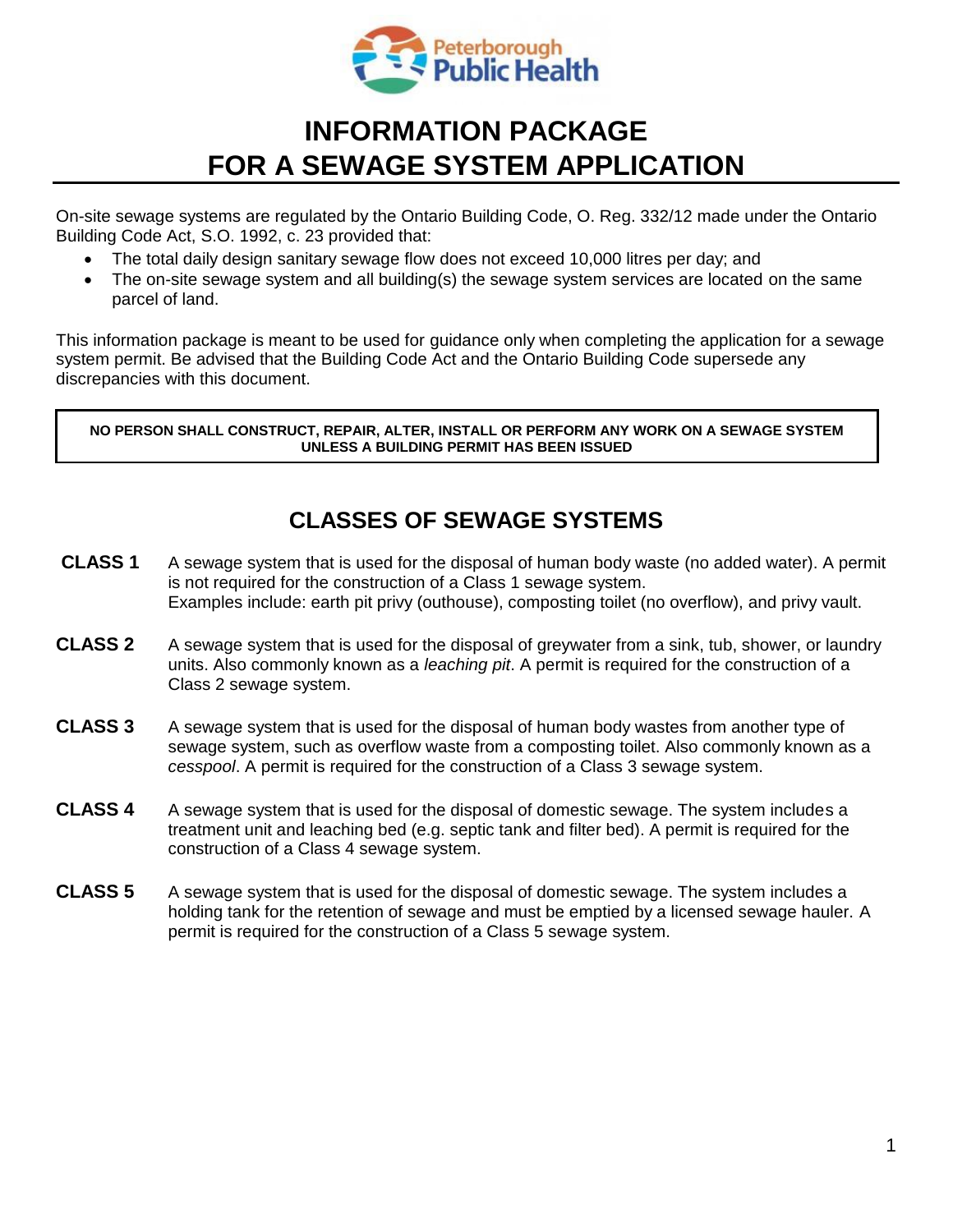Peterborough Public Health

# INFORMATION PACKAGE FOR A SEWAGE SYSTEM APPLICATION

On-site sewage systems are regulated by the Ontario Building Code, O. Reg. 332/12 made under the Ontario Building Code Act, S.O. 1992, c. 23 provided that:

- The total daily design sanitary sewage flow does not exceed 10,000 litres per day; and
- The on-site sewage system and all building(s) the sewage system services are located on the same parcel of land.

This information package is meant to be used for guidance only when completing the application for a sewage system permit. Be advised that the Building Code Act and the Ontario Building Code supersede any discrepancies with this document.

**NO PERSON SHALL CONSTRUCT, REPAIR, ALTER, INSTALL OR PERFORM ANY WORK ON A SEWAGE SYSTEM UNLESS A BUILDING PERMIT HAS BEEN ISSUED**

## CLASSES OF SEWAGE SYSTEMS

**CLASS 1** A sewage system that is used for the disposal of human body waste (no added water). A permit is not required for the construction of a Class 1 sewage system. Examples include: earth pit privy (outhouse), composting toilet (no overflow), and privy vault.

**CLASS 2** A sewage system that is used for the disposal of greywater from a sink, tub, shower, or laundry units. Also commonly known as a *leaching pit*. A permit is required for the construction of a Class 2 sewage system.

**CLASS 3** A sewage system that is used for the disposal of human body wastes from another type of sewage system, such as overflow waste from a composting toilet. Also commonly known as a *cesspool*. A permit is required for the construction of a Class 3 sewage system.

**CLASS 4** A sewage system that is used for the disposal of domestic sewage. The system includes a treatment unit and leaching bed (e.g. septic tank and filter bed). A permit is required for the construction of a Class 4 sewage system.

**CLASS 5** A sewage system that is used for the disposal of domestic sewage. The system includes a holding tank for the retention of sewage and must be emptied by a licensed sewage hauler. A permit is required for the construction of a Class 5 sewage system.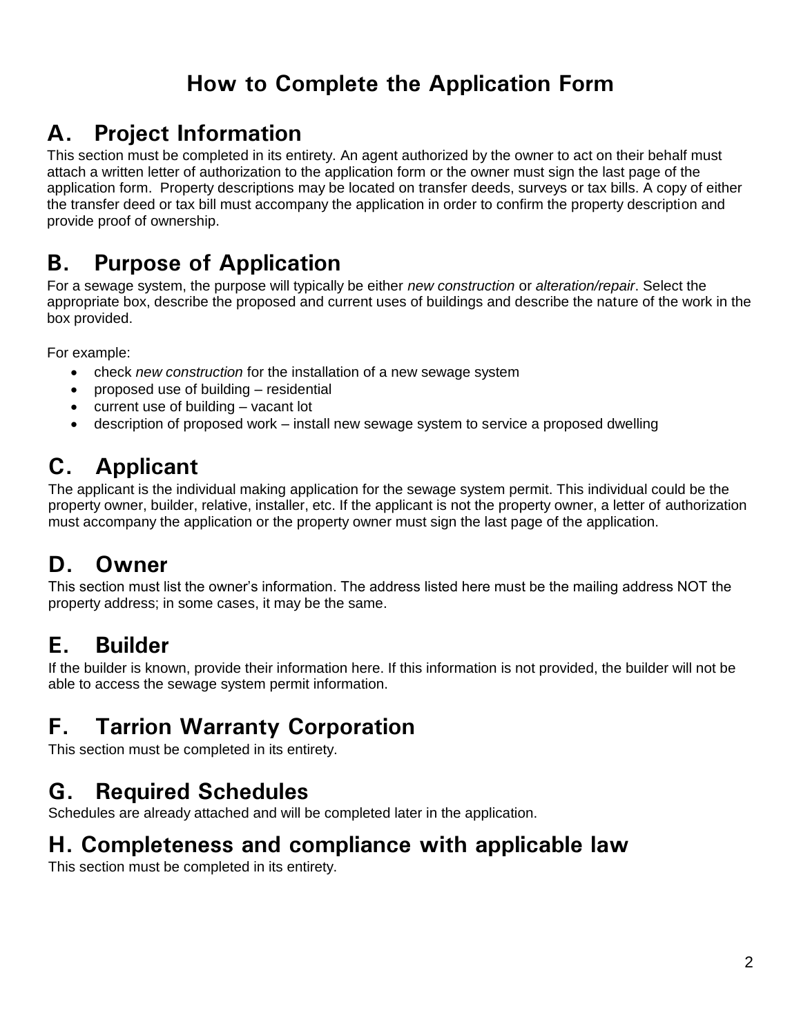# How to Complete the Application Form

## A. Project Information

This section must be completed in its entirety. An agent authorized by the owner to act on their behalf must attach a written letter of authorization to the application form or the owner must sign the last page of the application form. Property descriptions may be located on transfer deeds, surveys or tax bills. A copy of either the transfer deed or tax bill must accompany the application in order to confirm the property description and provide proof of ownership.

## B. Purpose of Application

For a sewage system, the purpose will typically be either *new construction* or *alteration/repair*. Select the appropriate box, describe the proposed and current uses of buildings and describe the nature of the work in the box provided.

For example:

- check *new construction* for the installation of a new sewage system
- proposed use of building – residential
- current use of building – vacant lot
- description of proposed work – install new sewage system to service a proposed dwelling

## C. Applicant

The applicant is the individual making application for the sewage system permit. This individual could be the property owner, builder, relative, installer, etc. If the applicant is not the property owner, a letter of authorization must accompany the application or the property owner must sign the last page of the application.

## D. Owner

This section must list the owner's information. The address listed here must be the mailing address NOT the property address; in some cases, it may be the same.

## E. Builder

If the builder is known, provide their information here. If this information is not provided, the builder will not be able to access the sewage system permit information.

## F. Tarrion Warranty Corporation

This section must be completed in its entirety.

## G. Required Schedules

Schedules are already attached and will be completed later in the application.

## H. Completeness and compliance with applicable law

This section must be completed in its entirety.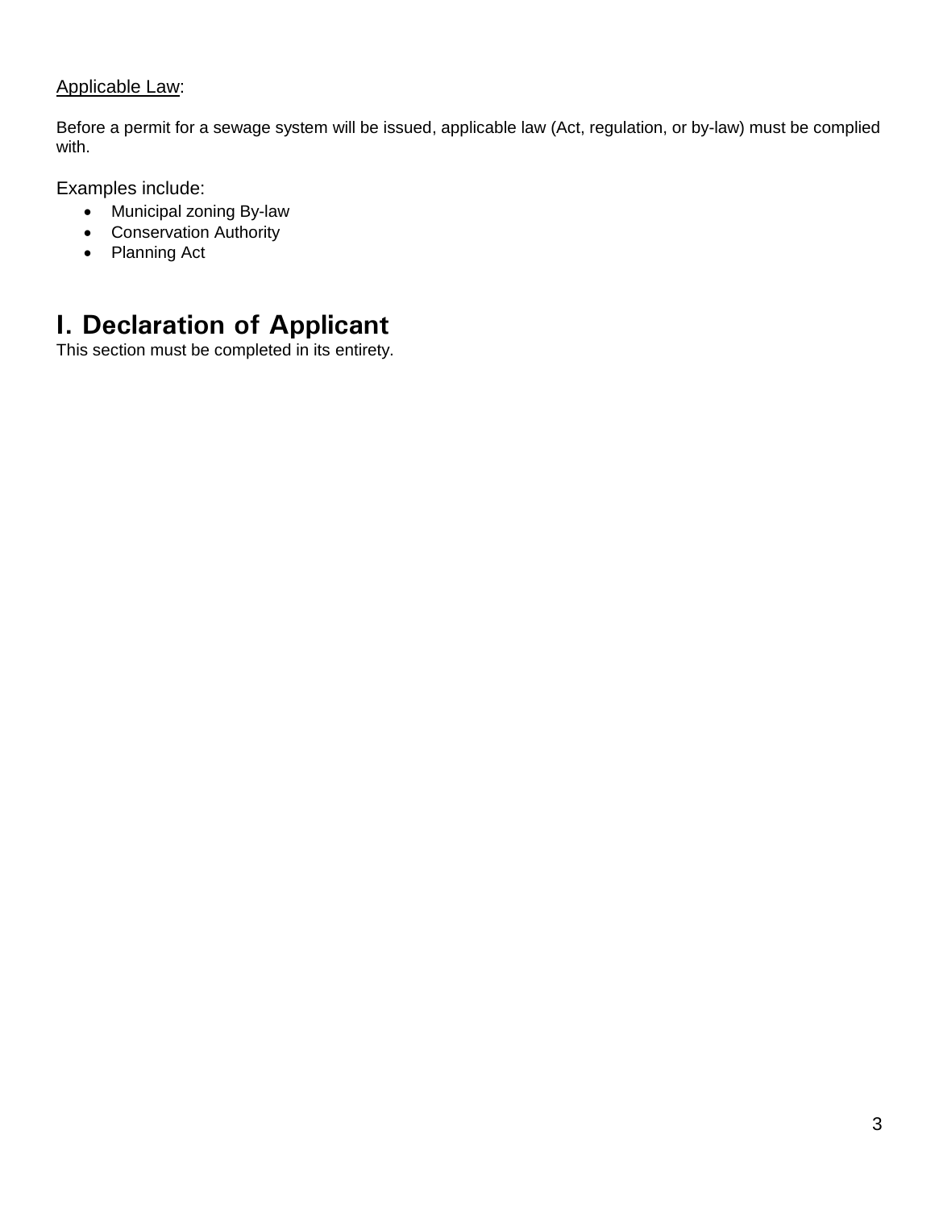Applicable Law:

Before a permit for a sewage system will be issued, applicable law (Act, regulation, or by-law) must be complied with.

Examples include:

- Municipal zoning By-law
- Conservation Authority
- Planning Act

## I. Declaration of Applicant

This section must be completed in its entirety.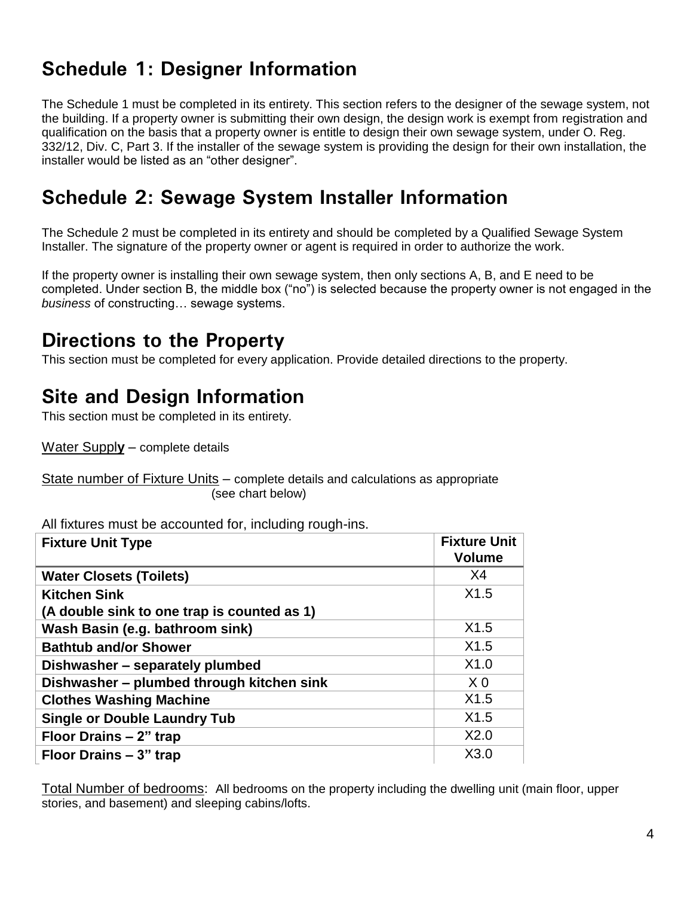## Schedule 1: Designer Information

The Schedule 1 must be completed in its entirety. This section refers to the designer of the sewage system, not the building. If a property owner is submitting their own design, the design work is exempt from registration and qualification on the basis that a property owner is entitle to design their own sewage system, under O. Reg. 332/12, Div. C, Part 3. If the installer of the sewage system is providing the design for their own installation, the installer would be listed as an “other designer”.

## Schedule 2: Sewage System Installer Information

The Schedule 2 must be completed in its entirety and should be completed by a Qualified Sewage System Installer. The signature of the property owner or agent is required in order to authorize the work.

If the property owner is installing their own sewage system, then only sections A, B, and E need to be completed. Under section B, the middle box (“no”) is selected because the property owner is not engaged in the *business* of constructing… sewage systems.

## Directions to the Property

This section must be completed for every application. Provide detailed directions to the property.

## Site and Design Information

This section must be completed in its entirety.

Water Supply – complete details

State number of Fixture Units – complete details and calculations as appropriate (see chart below)

All fixtures must be accounted for, including rough-ins.

| Fixture Unit Type | Fixture Unit Volume |
|---|---|
| **Water Closets (Toilets)** | X4 |
| **Kitchen Sink (A double sink to one trap is counted as 1)** | X1.5 |
| **Wash Basin (e.g. bathroom sink)** | X1.5 |
| **Bathtub and/or Shower** | X1.5 |
| **Dishwasher – separately plumbed** | X1.0 |
| **Dishwasher – plumbed through kitchen sink** | X 0 |
| **Clothes Washing Machine** | X1.5 |
| **Single or Double Laundry Tub** | X1.5 |
| **Floor Drains – 2” trap** | X2.0 |
| **Floor Drains – 3” trap** | X3.0 |

Total Number of bedrooms: All bedrooms on the property including the dwelling unit (main floor, upper stories, and basement) and sleeping cabins/lofts.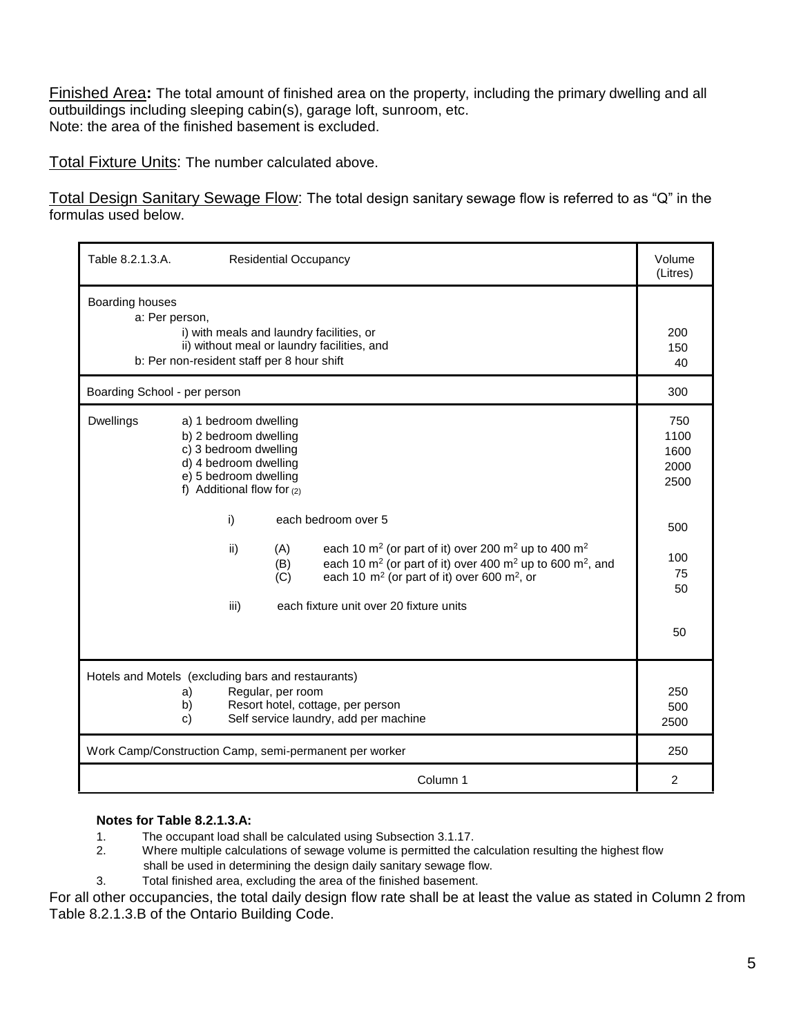Finished Area**:** The total amount of finished area on the property, including the primary dwelling and all outbuildings including sleeping cabin(s), garage loft, sunroom, etc.
Note: the area of the finished basement is excluded.

Total Fixture Units: The number calculated above.

Total Design Sanitary Sewage Flow: The total design sanitary sewage flow is referred to as "Q" in the formulas used below.

| Table 8.2.1.3.A. Residential Occupancy | Volume (Litres) |
|---|---|
| Boarding houses<br>a: Per person,<br>i) with meals and laundry facilities, or<br>ii) without meal or laundry facilities, and<br>b: Per non-resident staff per 8 hour shift | <br><br>200<br>150<br>40 |
| Boarding School - per person | 300 |
| Dwellings<br>a) 1 bedroom dwelling<br>b) 2 bedroom dwelling<br>c) 3 bedroom dwelling<br>d) 4 bedroom dwelling<br>e) 5 bedroom dwelling<br>f) Additional flow for (2)<br>i) each bedroom over 5<br>ii) (A) each 10 $m^2$ (or part of it) over 200 $m^2$ up to 400 $m^2$<br>(B) each 10 $m^2$ (or part of it) over 400 $m^2$ up to 600 $m^2$, and<br>(C) each 10 $m^2$ (or part of it) over 600 $m^2$, or<br>iii) each fixture unit over 20 fixture units | 750<br>1100<br>1600<br>2000<br>2500<br><br>500<br>100<br>75<br>50<br>50 |
| Hotels and Motels (excluding bars and restaurants)<br>a) Regular, per room<br>b) Resort hotel, cottage, per person<br>c) Self service laundry, add per machine | <br>250<br>500<br>2500 |
| Work Camp/Construction Camp, semi-permanent per worker | 250 |
| Column 1 | 2 |

**Notes for Table 8.2.1.3.A:**

1. The occupant load shall be calculated using Subsection 3.1.17.
2. Where multiple calculations of sewage volume is permitted the calculation resulting the highest flow shall be used in determining the design daily sanitary sewage flow.
3. Total finished area, excluding the area of the finished basement.

For all other occupancies, the total daily design flow rate shall be at least the value as stated in Column 2 from Table 8.2.1.3.B of the Ontario Building Code.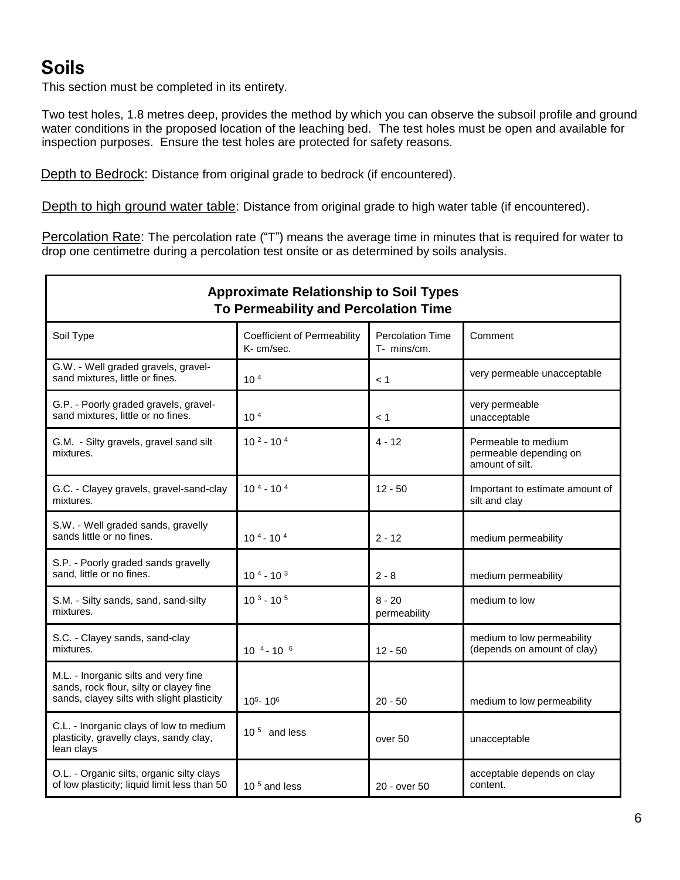# Soils

This section must be completed in its entirety.

Two test holes, 1.8 metres deep, provides the method by which you can observe the subsoil profile and ground water conditions in the proposed location of the leaching bed. The test holes must be open and available for inspection purposes. Ensure the test holes are protected for safety reasons.

Depth to Bedrock: Distance from original grade to bedrock (if encountered).

Depth to high ground water table: Distance from original grade to high water table (if encountered).

Percolation Rate: The percolation rate ("T") means the average time in minutes that is required for water to drop one centimetre during a percolation test onsite or as determined by soils analysis.

| **Approximate Relationship to Soil Types To Permeability and Percolation Time** | | | |
|---|---|---|---|
| Soil Type | Coefficient of Permeability K- cm/sec. | Percolation Time T- mins/cm. | Comment |
| G.W. - Well graded gravels, gravel-sand mixtures, little or fines. | $10^{4}$ | < 1 | very permeable unacceptable |
| G.P. - Poorly graded gravels, gravel-sand mixtures, little or no fines. | $10^{4}$ | < 1 | very permeable unacceptable |
| G.M. - Silty gravels, gravel sand silt mixtures. | $10^{2}$ - $10^{4}$ | 4 - 12 | Permeable to medium permeable depending on amount of silt. |
| G.C. - Clayey gravels, gravel-sand-clay mixtures. | $10^{4}$ - $10^{4}$ | 12 - 50 | Important to estimate amount of silt and clay |
| S.W. - Well graded sands, gravelly sands little or no fines. | $10^{4}$ - $10^{4}$ | 2 - 12 | medium permeability |
| S.P. - Poorly graded sands gravelly sand, little or no fines. | $10^{4}$ - $10^{3}$ | 2 - 8 | medium permeability |
| S.M. - Silty sands, sand, sand-silty mixtures. | $10^{3}$ - $10^{5}$ | 8 - 20 permeability | medium to low |
| S.C. - Clayey sands, sand-clay mixtures. | $10^{4}$ - $10^{6}$ | 12 - 50 | medium to low permeability (depends on amount of clay) |
| M.L. - Inorganic silts and very fine sands, rock flour, silty or clayey fine sands, clayey silts with slight plasticity | $10^{5}$- $10^{6}$ | 20 - 50 | medium to low permeability |
| C.L. - Inorganic clays of low to medium plasticity, gravelly clays, sandy clay, lean clays | $10^{5}$ and less | over 50 | unacceptable |
| O.L. - Organic silts, organic silty clays of low plasticity; liquid limit less than 50 | $10^{5}$ and less | 20 - over 50 | acceptable depends on clay content. |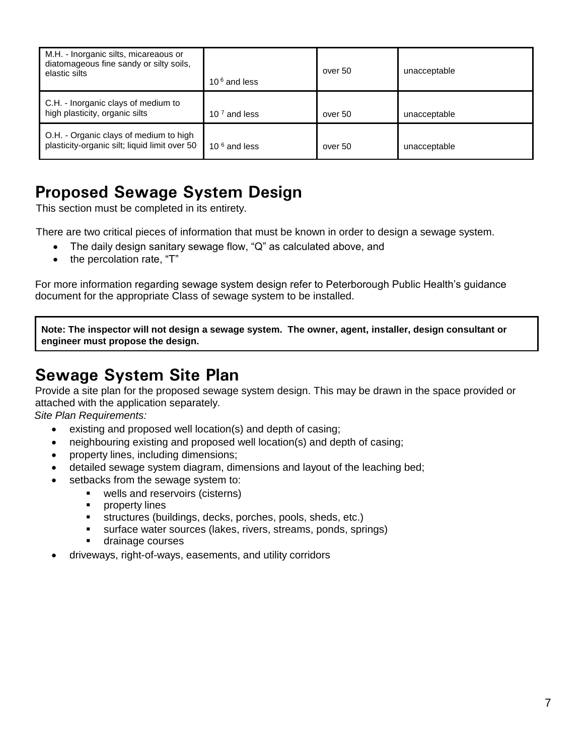| M.H. - Inorganic silts, micareaous or diatomageous fine sandy or silty soils, elastic silts | $10^{6}$ and less | over 50 | unacceptable |
|---|---|---|---|
| C.H. - Inorganic clays of medium to high plasticity, organic silts | $10^{7}$ and less | over 50 | unacceptable |
| O.H. - Organic clays of medium to high plasticity-organic silt; liquid limit over 50 | $10^{6}$ and less | over 50 | unacceptable |

## Proposed Sewage System Design

This section must be completed in its entirety.

There are two critical pieces of information that must be known in order to design a sewage system.

- The daily design sanitary sewage flow, "Q" as calculated above, and
- the percolation rate, "T"

For more information regarding sewage system design refer to Peterborough Public Health's guidance document for the appropriate Class of sewage system to be installed.

**Note: The inspector will not design a sewage system. The owner, agent, installer, design consultant or engineer must propose the design.**

## Sewage System Site Plan

Provide a site plan for the proposed sewage system design. This may be drawn in the space provided or attached with the application separately.

*Site Plan Requirements:*

- existing and proposed well location(s) and depth of casing;
- neighbouring existing and proposed well location(s) and depth of casing;
- property lines, including dimensions;
- detailed sewage system diagram, dimensions and layout of the leaching bed;
- setbacks from the sewage system to:
  - wells and reservoirs (cisterns)
  - property lines
  - structures (buildings, decks, porches, pools, sheds, etc.)
  - surface water sources (lakes, rivers, streams, ponds, springs)
  - drainage courses
- driveways, right-of-ways, easements, and utility corridors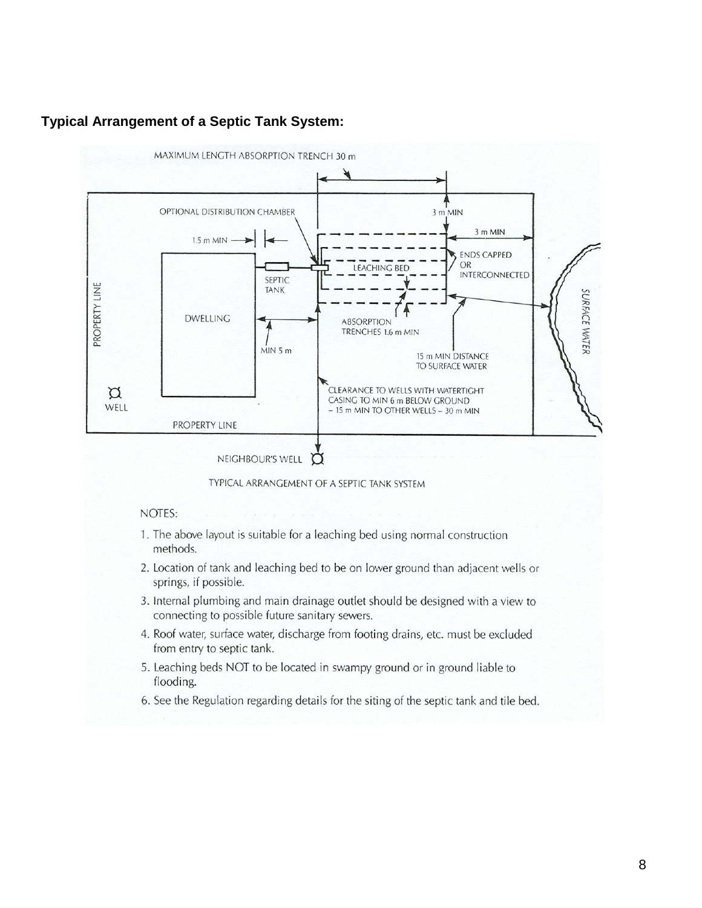**Typical Arrangement of a Septic Tank System:**

TYPICAL ARRANGEMENT OF A SEPTIC TANK SYSTEM

NOTES:

1. The above layout is suitable for a leaching bed using normal construction methods.
2. Location of tank and leaching bed to be on lower ground than adjacent wells or springs, if possible.
3. Internal plumbing and main drainage outlet should be designed with a view to connecting to possible future sanitary sewers.
4. Roof water, surface water, discharge from footing drains, etc. must be excluded from entry to septic tank.
5. Leaching beds NOT to be located in swampy ground or in ground liable to flooding.
6. See the Regulation regarding details for the siting of the septic tank and tile bed.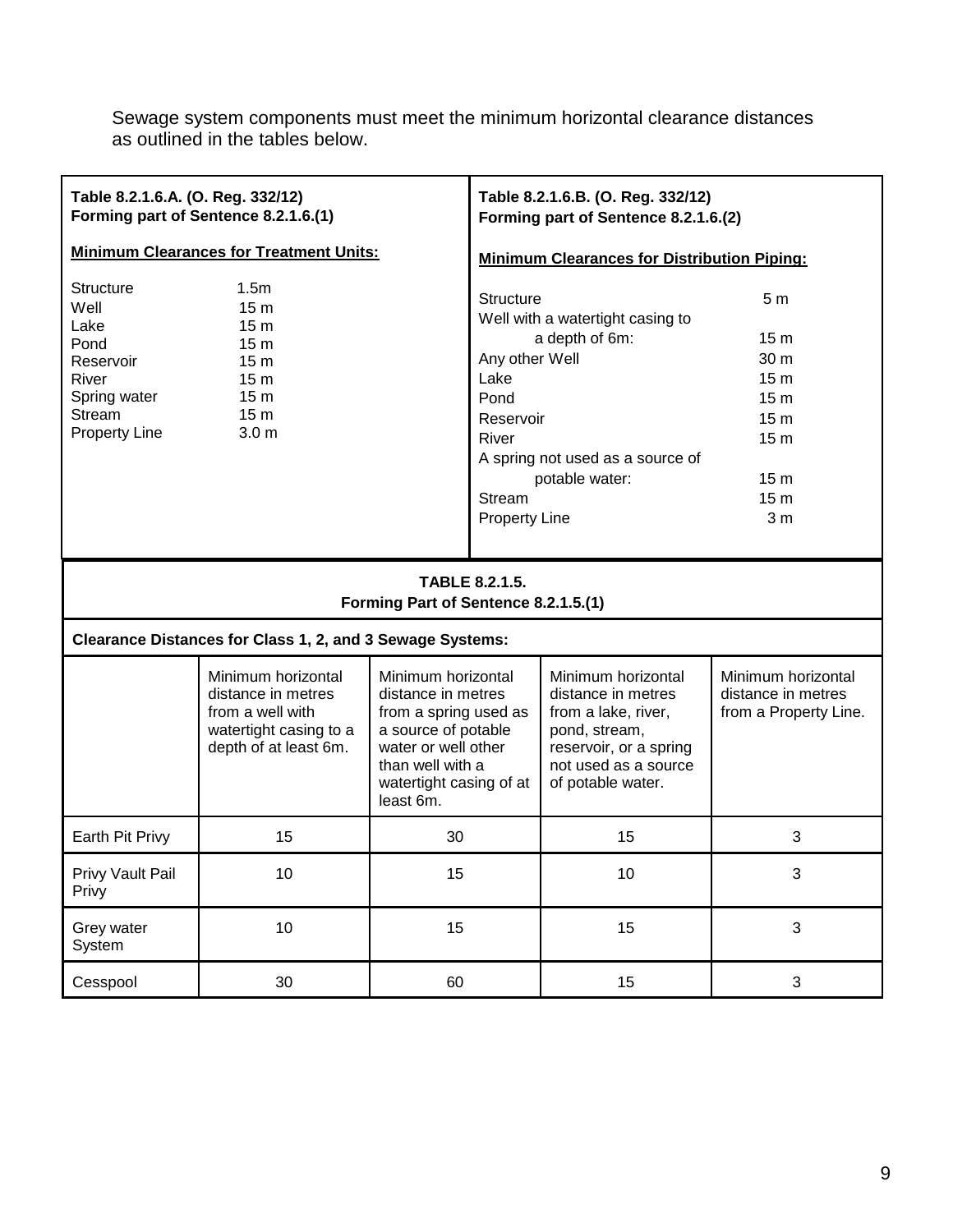Sewage system components must meet the minimum horizontal clearance distances as outlined in the tables below.

**Table 8.2.1.6.A. (O. Reg. 332/12)**
**Forming part of Sentence 8.2.1.6.(1)**

**Minimum Clearances for Treatment Units:**

| | |
|---|---|
| Structure | 1.5m |
| Well | 15 m |
| Lake | 15 m |
| Pond | 15 m |
| Reservoir | 15 m |
| River | 15 m |
| Spring water | 15 m |
| Stream | 15 m |
| Property Line | 3.0 m |

**Table 8.2.1.6.B. (O. Reg. 332/12)**
**Forming part of Sentence 8.2.1.6.(2)**

**Minimum Clearances for Distribution Piping:**

| | |
|---|---|
| Structure | 5 m |
| Well with a watertight casing to a depth of 6m: | 15 m |
| Any other Well | 30 m |
| Lake | 15 m |
| Pond | 15 m |
| Reservoir | 15 m |
| River | 15 m |
| A spring not used as a source of potable water: | 15 m |
| Stream | 15 m |
| Property Line | 3 m |

**TABLE 8.2.1.5.**
**Forming Part of Sentence 8.2.1.5.(1)**

**Clearance Distances for Class 1, 2, and 3 Sewage Systems:**

| | Minimum horizontal distance in metres from a well with watertight casing to a depth of at least 6m. | Minimum horizontal distance in metres from a spring used as a source of potable water or well other than well with a watertight casing of at least 6m. | Minimum horizontal distance in metres from a lake, river, pond, stream, reservoir, or a spring not used as a source of potable water. | Minimum horizontal distance in metres from a Property Line. |
|---|---|---|---|---|
| Earth Pit Privy | 15 | 30 | 15 | 3 |
| Privy Vault Pail Privy | 10 | 15 | 10 | 3 |
| Grey water System | 10 | 15 | 15 | 3 |
| Cesspool | 30 | 60 | 15 | 3 |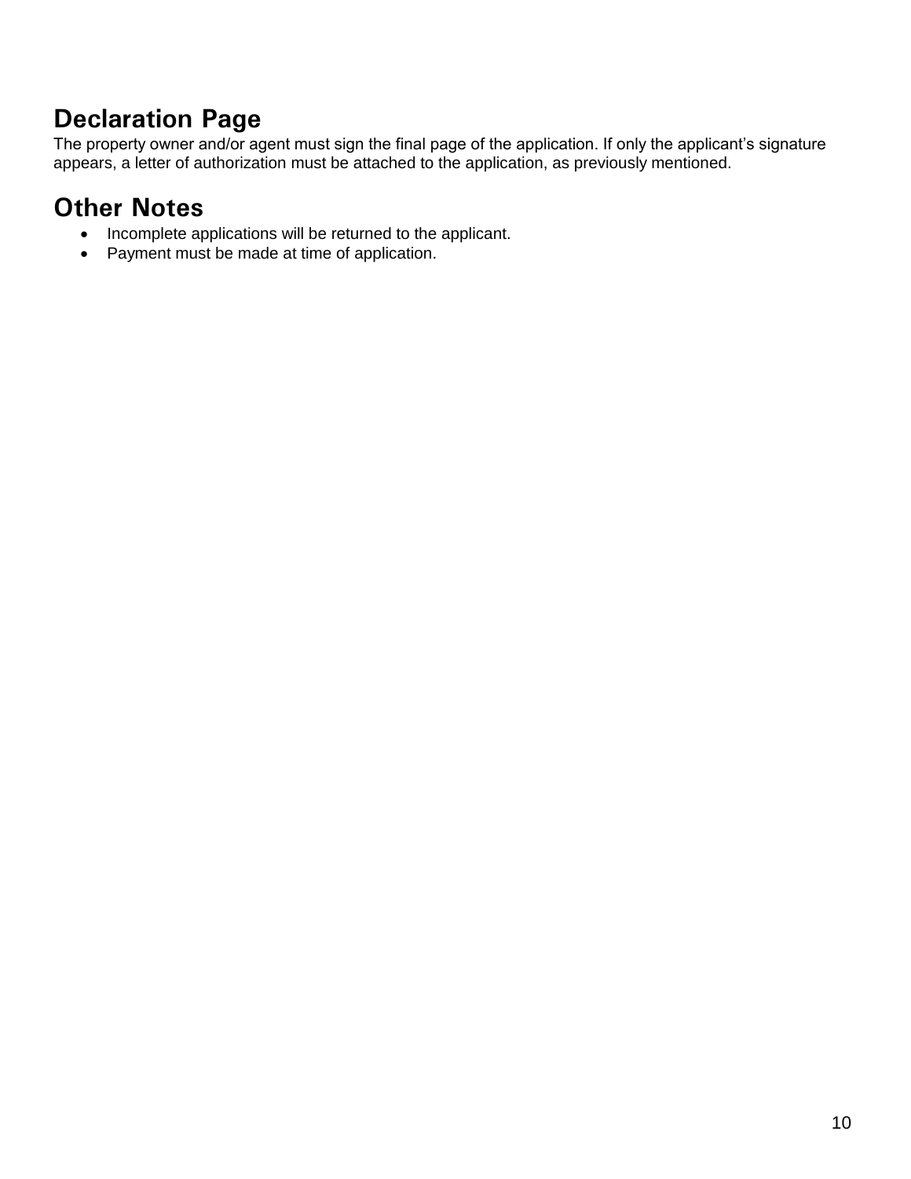## Declaration Page

The property owner and/or agent must sign the final page of the application. If only the applicant's signature appears, a letter of authorization must be attached to the application, as previously mentioned.

## Other Notes

- Incomplete applications will be returned to the applicant.
- Payment must be made at time of application.